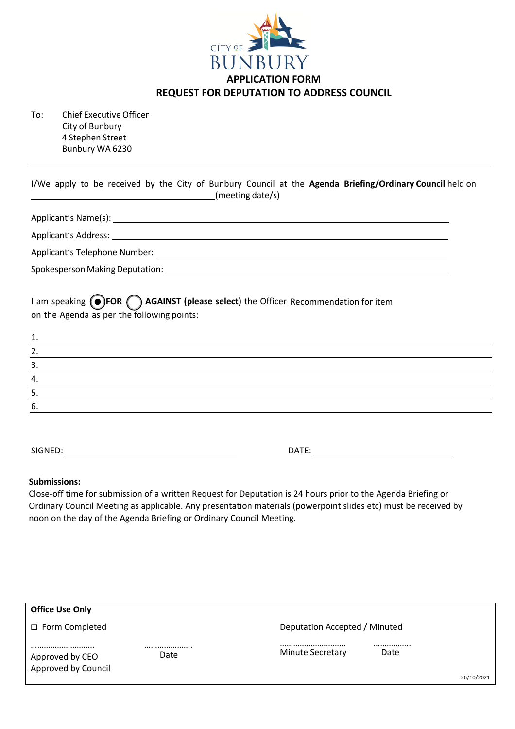CITY OF BUNBURY

# APPLICATION FORM

## REQUEST FOR DEPUTATION TO ADDRESS COUNCIL

To: Chief Executive Officer
City of Bunbury
4 Stephen Street
Bunbury WA 6230

---

I/We apply to be received by the City of Bunbury Council at the **Agenda Briefing/Ordinary Council** held on \_\_\_\_\_\_\_\_\_\_\_\_\_\_\_\_\_\_\_\_\_\_\_\_\_\_\_\_\_\_(meeting date/s)

Applicant's Name(s): \_\_\_\_\_\_\_\_\_\_\_\_\_\_\_\_\_\_\_\_\_\_\_\_\_\_\_\_\_\_\_\_\_\_\_\_\_\_\_\_\_\_\_\_

Applicant's Address: \_\_\_\_\_\_\_\_\_\_\_\_\_\_\_\_\_\_\_\_\_\_\_\_\_\_\_\_\_\_\_\_\_\_\_\_\_\_\_\_\_\_\_\_

Applicant's Telephone Number: \_\_\_\_\_\_\_\_\_\_\_\_\_\_\_\_\_\_\_\_\_\_\_\_\_\_\_\_\_\_\_\_\_\_\_\_

Spokesperson Making Deputation: \_\_\_\_\_\_\_\_\_\_\_\_\_\_\_\_\_\_\_\_\_\_\_\_\_\_\_\_\_\_\_\_\_\_

I am speaking ◉ **FOR** ◯ **AGAINST (please select)** the Officer Recommendation for item on the Agenda as per the following points:

1. \_\_\_\_\_\_\_\_\_\_\_\_\_\_\_\_\_\_\_\_\_\_\_\_\_\_\_\_\_\_\_\_\_\_\_\_\_\_\_\_\_\_\_\_\_\_\_\_\_\_\_\_\_\_\_\_\_\_\_\_
2. \_\_\_\_\_\_\_\_\_\_\_\_\_\_\_\_\_\_\_\_\_\_\_\_\_\_\_\_\_\_\_\_\_\_\_\_\_\_\_\_\_\_\_\_\_\_\_\_\_\_\_\_\_\_\_\_\_\_\_\_
3. \_\_\_\_\_\_\_\_\_\_\_\_\_\_\_\_\_\_\_\_\_\_\_\_\_\_\_\_\_\_\_\_\_\_\_\_\_\_\_\_\_\_\_\_\_\_\_\_\_\_\_\_\_\_\_\_\_\_\_\_
4. \_\_\_\_\_\_\_\_\_\_\_\_\_\_\_\_\_\_\_\_\_\_\_\_\_\_\_\_\_\_\_\_\_\_\_\_\_\_\_\_\_\_\_\_\_\_\_\_\_\_\_\_\_\_\_\_\_\_\_\_
5. \_\_\_\_\_\_\_\_\_\_\_\_\_\_\_\_\_\_\_\_\_\_\_\_\_\_\_\_\_\_\_\_\_\_\_\_\_\_\_\_\_\_\_\_\_\_\_\_\_\_\_\_\_\_\_\_\_\_\_\_
6. \_\_\_\_\_\_\_\_\_\_\_\_\_\_\_\_\_\_\_\_\_\_\_\_\_\_\_\_\_\_\_\_\_\_\_\_\_\_\_\_\_\_\_\_\_\_\_\_\_\_\_\_\_\_\_\_\_\_\_\_

SIGNED: \_\_\_\_\_\_\_\_\_\_\_\_\_\_\_\_\_\_\_\_\_\_\_\_\_\_\_\_ DATE: \_\_\_\_\_\_\_\_\_\_\_\_\_\_\_\_\_\_\_\_\_\_

**Submissions:**
Close-off time for submission of a written Request for Deputation is 24 hours prior to the Agenda Briefing or Ordinary Council Meeting as applicable. Any presentation materials (powerpoint slides etc) must be received by noon on the day of the Agenda Briefing or Ordinary Council Meeting.

| **Office Use Only** | | | |
|---|---|---|---|
| ☐ Form Completed | | Deputation Accepted / Minuted | |
| ……………………….. Approved by CEO / Approved by Council | ………………… Date | ……………………….. Minute Secretary | …………….. Date |

26/10/2021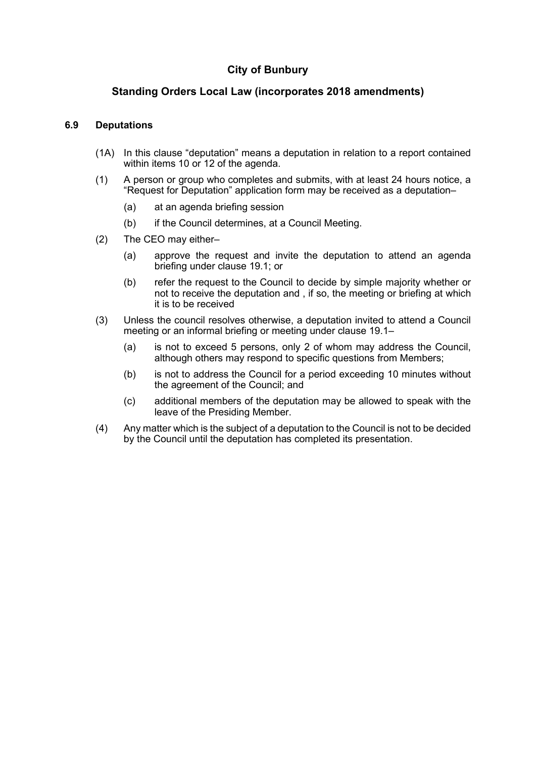# City of Bunbury

## Standing Orders Local Law (incorporates 2018 amendments)

### 6.9 Deputations

(1A) In this clause "deputation" means a deputation in relation to a report contained within items 10 or 12 of the agenda.

(1) A person or group who completes and submits, with at least 24 hours notice, a "Request for Deputation" application form may be received as a deputation–

- (a) at an agenda briefing session
- (b) if the Council determines, at a Council Meeting.

(2) The CEO may either–

- (a) approve the request and invite the deputation to attend an agenda briefing under clause 19.1; or
- (b) refer the request to the Council to decide by simple majority whether or not to receive the deputation and , if so, the meeting or briefing at which it is to be received

(3) Unless the council resolves otherwise, a deputation invited to attend a Council meeting or an informal briefing or meeting under clause 19.1–

- (a) is not to exceed 5 persons, only 2 of whom may address the Council, although others may respond to specific questions from Members;
- (b) is not to address the Council for a period exceeding 10 minutes without the agreement of the Council; and
- (c) additional members of the deputation may be allowed to speak with the leave of the Presiding Member.

(4) Any matter which is the subject of a deputation to the Council is not to be decided by the Council until the deputation has completed its presentation.